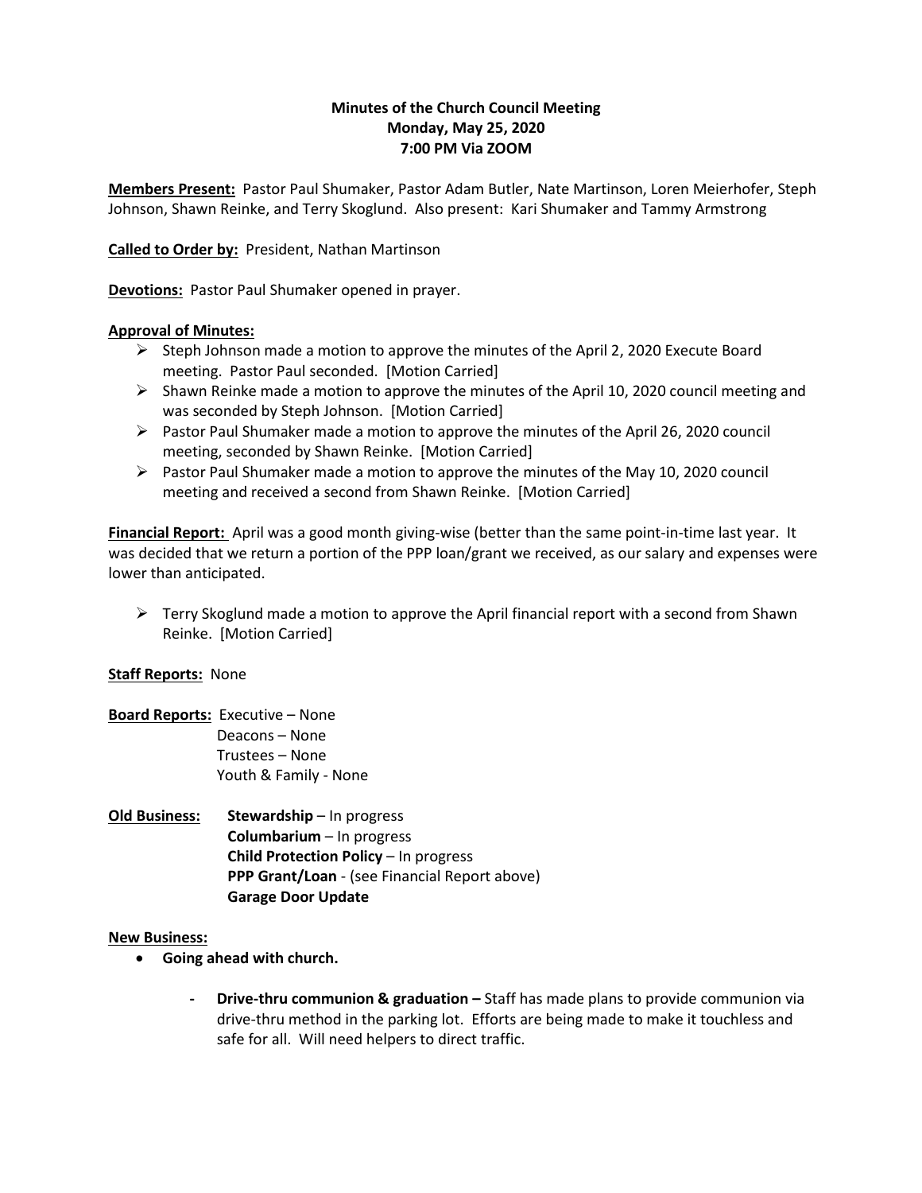**Minutes of the Church Council Meeting**
**Monday, May 25, 2020**
**7:00 PM Via ZOOM**

**Members Present:** Pastor Paul Shumaker, Pastor Adam Butler, Nate Martinson, Loren Meierhofer, Steph Johnson, Shawn Reinke, and Terry Skoglund. Also present: Kari Shumaker and Tammy Armstrong

**Called to Order by:** President, Nathan Martinson

**Devotions:** Pastor Paul Shumaker opened in prayer.

**Approval of Minutes:**

- Steph Johnson made a motion to approve the minutes of the April 2, 2020 Execute Board meeting. Pastor Paul seconded. [Motion Carried]
- Shawn Reinke made a motion to approve the minutes of the April 10, 2020 council meeting and was seconded by Steph Johnson. [Motion Carried]
- Pastor Paul Shumaker made a motion to approve the minutes of the April 26, 2020 council meeting, seconded by Shawn Reinke. [Motion Carried]
- Pastor Paul Shumaker made a motion to approve the minutes of the May 10, 2020 council meeting and received a second from Shawn Reinke. [Motion Carried]

**Financial Report:** April was a good month giving-wise (better than the same point-in-time last year. It was decided that we return a portion of the PPP loan/grant we received, as our salary and expenses were lower than anticipated.

- Terry Skoglund made a motion to approve the April financial report with a second from Shawn Reinke. [Motion Carried]

**Staff Reports:** None

**Board Reports:** Executive – None
Deacons – None
Trustees – None
Youth & Family - None

**Old Business:** **Stewardship** – In progress
**Columbarium** – In progress
**Child Protection Policy** – In progress
**PPP Grant/Loan** - (see Financial Report above)
**Garage Door Update**

**New Business:**

- **Going ahead with church.**
  - **Drive-thru communion & graduation –** Staff has made plans to provide communion via drive-thru method in the parking lot. Efforts are being made to make it touchless and safe for all. Will need helpers to direct traffic.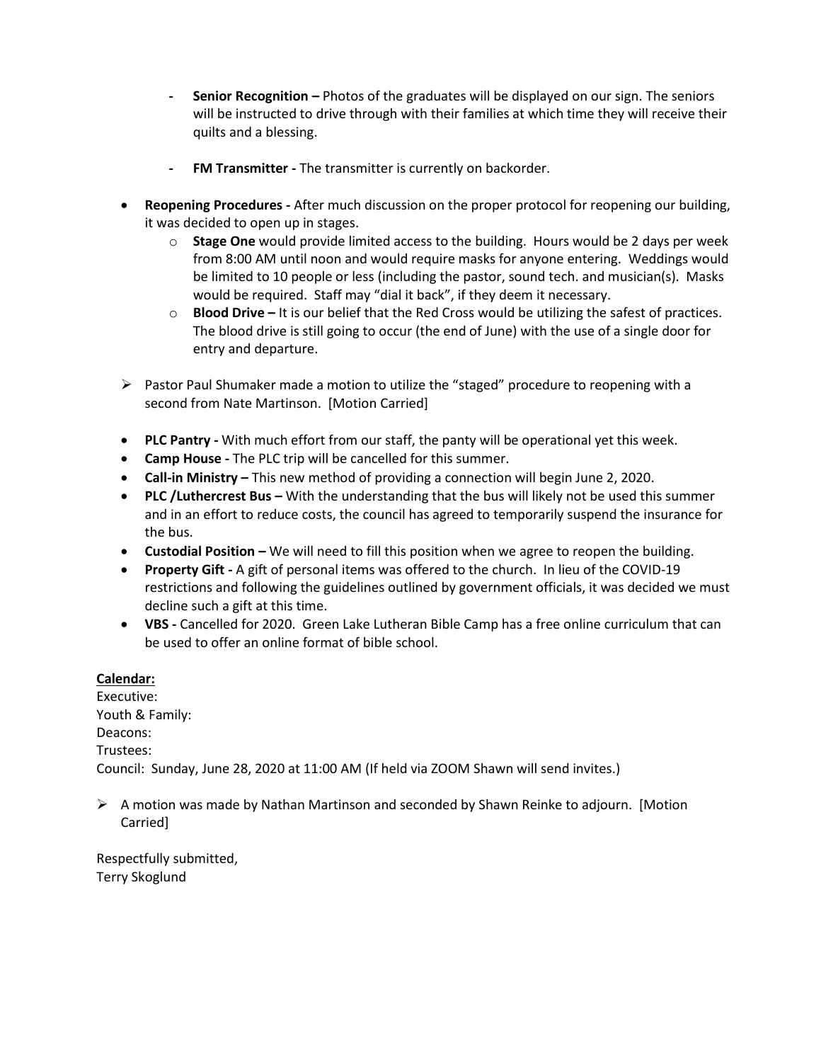- **Senior Recognition –** Photos of the graduates will be displayed on our sign. The seniors will be instructed to drive through with their families at which time they will receive their quilts and a blessing.

  - **FM Transmitter -** The transmitter is currently on backorder.

- **Reopening Procedures -** After much discussion on the proper protocol for reopening our building, it was decided to open up in stages.
  - **Stage One** would provide limited access to the building. Hours would be 2 days per week from 8:00 AM until noon and would require masks for anyone entering. Weddings would be limited to 10 people or less (including the pastor, sound tech. and musician(s). Masks would be required. Staff may "dial it back", if they deem it necessary.
  - **Blood Drive –** It is our belief that the Red Cross would be utilizing the safest of practices. The blood drive is still going to occur (the end of June) with the use of a single door for entry and departure.

- Pastor Paul Shumaker made a motion to utilize the "staged" procedure to reopening with a second from Nate Martinson. [Motion Carried]

- **PLC Pantry -** With much effort from our staff, the panty will be operational yet this week.
- **Camp House -** The PLC trip will be cancelled for this summer.
- **Call-in Ministry –** This new method of providing a connection will begin June 2, 2020.
- **PLC /Luthercrest Bus –** With the understanding that the bus will likely not be used this summer and in an effort to reduce costs, the council has agreed to temporarily suspend the insurance for the bus.
- **Custodial Position –** We will need to fill this position when we agree to reopen the building.
- **Property Gift -** A gift of personal items was offered to the church. In lieu of the COVID-19 restrictions and following the guidelines outlined by government officials, it was decided we must decline such a gift at this time.
- **VBS -** Cancelled for 2020. Green Lake Lutheran Bible Camp has a free online curriculum that can be used to offer an online format of bible school.

**Calendar:**

Executive:
Youth & Family:
Deacons:
Trustees:
Council: Sunday, June 28, 2020 at 11:00 AM (If held via ZOOM Shawn will send invites.)

- A motion was made by Nathan Martinson and seconded by Shawn Reinke to adjourn. [Motion Carried]

Respectfully submitted,
Terry Skoglund